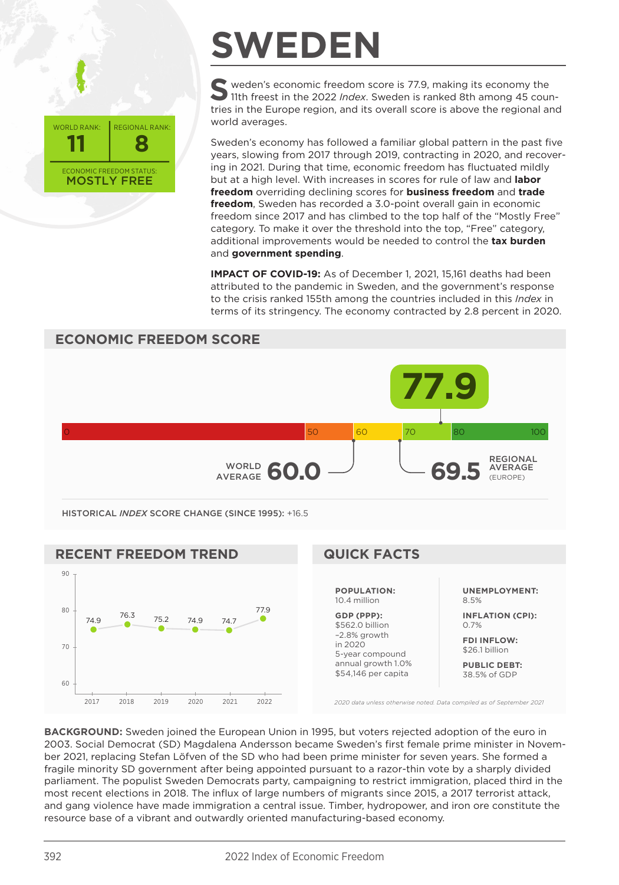# SWEDEN

WORLD RANK: **11**

REGIONAL RANK: **8**

ECONOMIC FREEDOM STATUS: **MOSTLY FREE**

Sweden's economic freedom score is 77.9, making its economy the 11th freest in the 2022 *Index*. Sweden is ranked 8th among 45 countries in the Europe region, and its overall score is above the regional and world averages.

Sweden's economy has followed a familiar global pattern in the past five years, slowing from 2017 through 2019, contracting in 2020, and recovering in 2021. During that time, economic freedom has fluctuated mildly but at a high level. With increases in scores for rule of law and **labor freedom** overriding declining scores for **business freedom** and **trade freedom**, Sweden has recorded a 3.0-point overall gain in economic freedom since 2017 and has climbed to the top half of the "Mostly Free" category. To make it over the threshold into the top, "Free" category, additional improvements would be needed to control the **tax burden** and **government spending**.

**IMPACT OF COVID-19:** As of December 1, 2021, 15,161 deaths had been attributed to the pandemic in Sweden, and the government's response to the crisis ranked 155th among the countries included in this *Index* in terms of its stringency. The economy contracted by 2.8 percent in 2020.

## ECONOMIC FREEDOM SCORE

**77.9**

WORLD AVERAGE **60.0**

REGIONAL AVERAGE (EUROPE) **69.5**

HISTORICAL *INDEX* SCORE CHANGE (SINCE 1995): +16.5

## RECENT FREEDOM TREND

| Year | 2017 | 2018 | 2019 | 2020 | 2021 | 2022 |
|---|---|---|---|---|---|---|
| Score | 74.9 | 76.3 | 75.2 | 74.9 | 74.7 | 77.9 |

## QUICK FACTS

**POPULATION:**
10.4 million

**GDP (PPP):**
$562.0 billion
–2.8% growth in 2020
5-year compound annual growth 1.0%
$54,146 per capita

**UNEMPLOYMENT:**
8.5%

**INFLATION (CPI):**
0.7%

**FDI INFLOW:**
$26.1 billion

**PUBLIC DEBT:**
38.5% of GDP

*2020 data unless otherwise noted. Data compiled as of September 2021*

**BACKGROUND:** Sweden joined the European Union in 1995, but voters rejected adoption of the euro in 2003. Social Democrat (SD) Magdalena Andersson became Sweden's first female prime minister in November 2021, replacing Stefan Löfven of the SD who had been prime minister for seven years. She formed a fragile minority SD government after being appointed pursuant to a razor-thin vote by a sharply divided parliament. The populist Sweden Democrats party, campaigning to restrict immigration, placed third in the most recent elections in 2018. The influx of large numbers of migrants since 2015, a 2017 terrorist attack, and gang violence have made immigration a central issue. Timber, hydropower, and iron ore constitute the resource base of a vibrant and outwardly oriented manufacturing-based economy.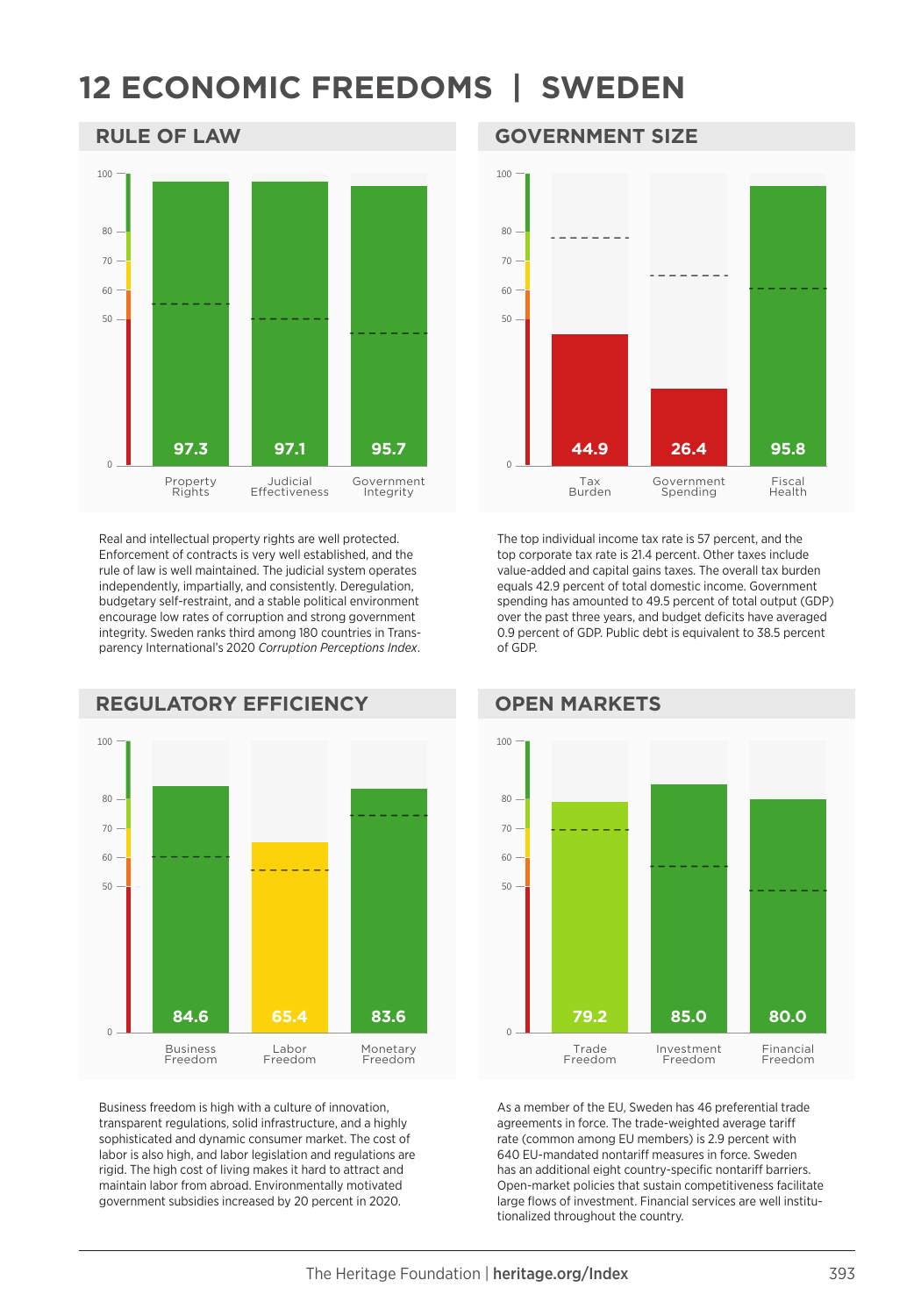# 12 ECONOMIC FREEDOMS | SWEDEN

## RULE OF LAW

100
80
70
60
50
0

97.3
Property Rights

97.1
Judicial Effectiveness

95.7
Government Integrity

Real and intellectual property rights are well protected. Enforcement of contracts is very well established, and the rule of law is well maintained. The judicial system operates independently, impartially, and consistently. Deregulation, budgetary self-restraint, and a stable political environment encourage low rates of corruption and strong government integrity. Sweden ranks third among 180 countries in Transparency International's 2020 *Corruption Perceptions Index*.

## GOVERNMENT SIZE

100
80
70
60
50
0

44.9
Tax Burden

26.4
Government Spending

95.8
Fiscal Health

The top individual income tax rate is 57 percent, and the top corporate tax rate is 21.4 percent. Other taxes include value-added and capital gains taxes. The overall tax burden equals 42.9 percent of total domestic income. Government spending has amounted to 49.5 percent of total output (GDP) over the past three years, and budget deficits have averaged 0.9 percent of GDP. Public debt is equivalent to 38.5 percent of GDP.

## REGULATORY EFFICIENCY

100
80
70
60
50
0

84.6
Business Freedom

65.4
Labor Freedom

83.6
Monetary Freedom

Business freedom is high with a culture of innovation, transparent regulations, solid infrastructure, and a highly sophisticated and dynamic consumer market. The cost of labor is also high, and labor legislation and regulations are rigid. The high cost of living makes it hard to attract and maintain labor from abroad. Environmentally motivated government subsidies increased by 20 percent in 2020.

## OPEN MARKETS

100
80
70
60
50
0

79.2
Trade Freedom

85.0
Investment Freedom

80.0
Financial Freedom

As a member of the EU, Sweden has 46 preferential trade agreements in force. The trade-weighted average tariff rate (common among EU members) is 2.9 percent with 640 EU-mandated nontariff measures in force. Sweden has an additional eight country-specific nontariff barriers. Open-market policies that sustain competitiveness facilitate large flows of investment. Financial services are well institutionalized throughout the country.